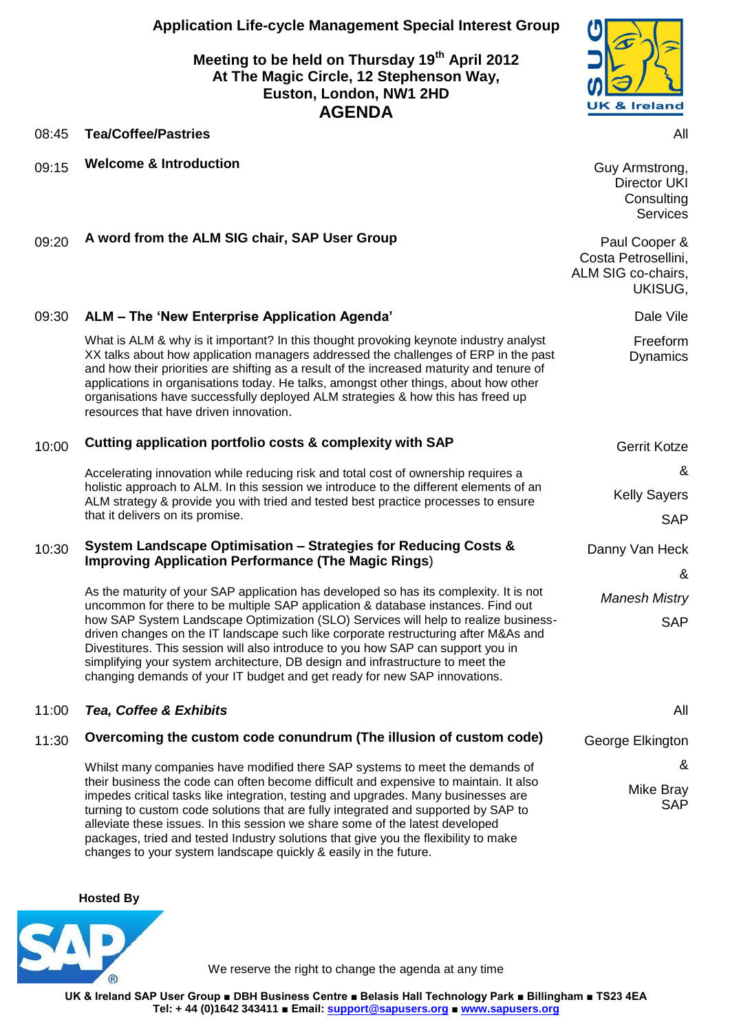# Application Life-cycle Management Special Interest Group

## Meeting to be held on Thursday 19th April 2012
## At The Magic Circle, 12 Stephenson Way, Euston, London, NW1 2HD

# AGENDA

**08:45 Tea/Coffee/Pastries** — All

**09:15 Welcome & Introduction** — Guy Armstrong, Director UKI Consulting Services

**09:20 A word from the ALM SIG chair, SAP User Group** — Paul Cooper & Costa Petrosellini, ALM SIG co-chairs, UKISUG,

**09:30 ALM – The 'New Enterprise Application Agenda'** — Dale Vile, Freeform Dynamics

What is ALM & why is it important? In this thought provoking keynote industry analyst XX talks about how application managers addressed the challenges of ERP in the past and how their priorities are shifting as a result of the increased maturity and tenure of applications in organisations today. He talks, amongst other things, about how other organisations have successfully deployed ALM strategies & how this has freed up resources that have driven innovation.

**10:00 Cutting application portfolio costs & complexity with SAP** — Gerrit Kotze & Kelly Sayers, SAP

Accelerating innovation while reducing risk and total cost of ownership requires a holistic approach to ALM. In this session we introduce to the different elements of an ALM strategy & provide you with tried and tested best practice processes to ensure that it delivers on its promise.

**10:30 System Landscape Optimisation – Strategies for Reducing Costs & Improving Application Performance (The Magic Rings)** — Danny Van Heck & *Manesh Mistry*, SAP

As the maturity of your SAP application has developed so has its complexity. It is not uncommon for there to be multiple SAP application & database instances. Find out how SAP System Landscape Optimization (SLO) Services will help to realize business-driven changes on the IT landscape such like corporate restructuring after M&As and Divestitures. This session will also introduce to you how SAP can support you in simplifying your system architecture, DB design and infrastructure to meet the changing demands of your IT budget and get ready for new SAP innovations.

***11:00 Tea, Coffee & Exhibits*** — All

**11:30 Overcoming the custom code conundrum (The illusion of custom code)** — George Elkington & Mike Bray, SAP

Whilst many companies have modified there SAP systems to meet the demands of their business the code can often become difficult and expensive to maintain. It also impedes critical tasks like integration, testing and upgrades. Many businesses are turning to custom code solutions that are fully integrated and supported by SAP to alleviate these issues. In this session we share some of the latest developed packages, tried and tested Industry solutions that give you the flexibility to make changes to your system landscape quickly & easily in the future.

**Hosted By**

We reserve the right to change the agenda at any time

**UK & Ireland SAP User Group ■ DBH Business Centre ■ Belasis Hall Technology Park ■ Billingham ■ TS23 4EA**
**Tel: + 44 (0)1642 343411 ■ Email: support@sapusers.org ■ www.sapusers.org**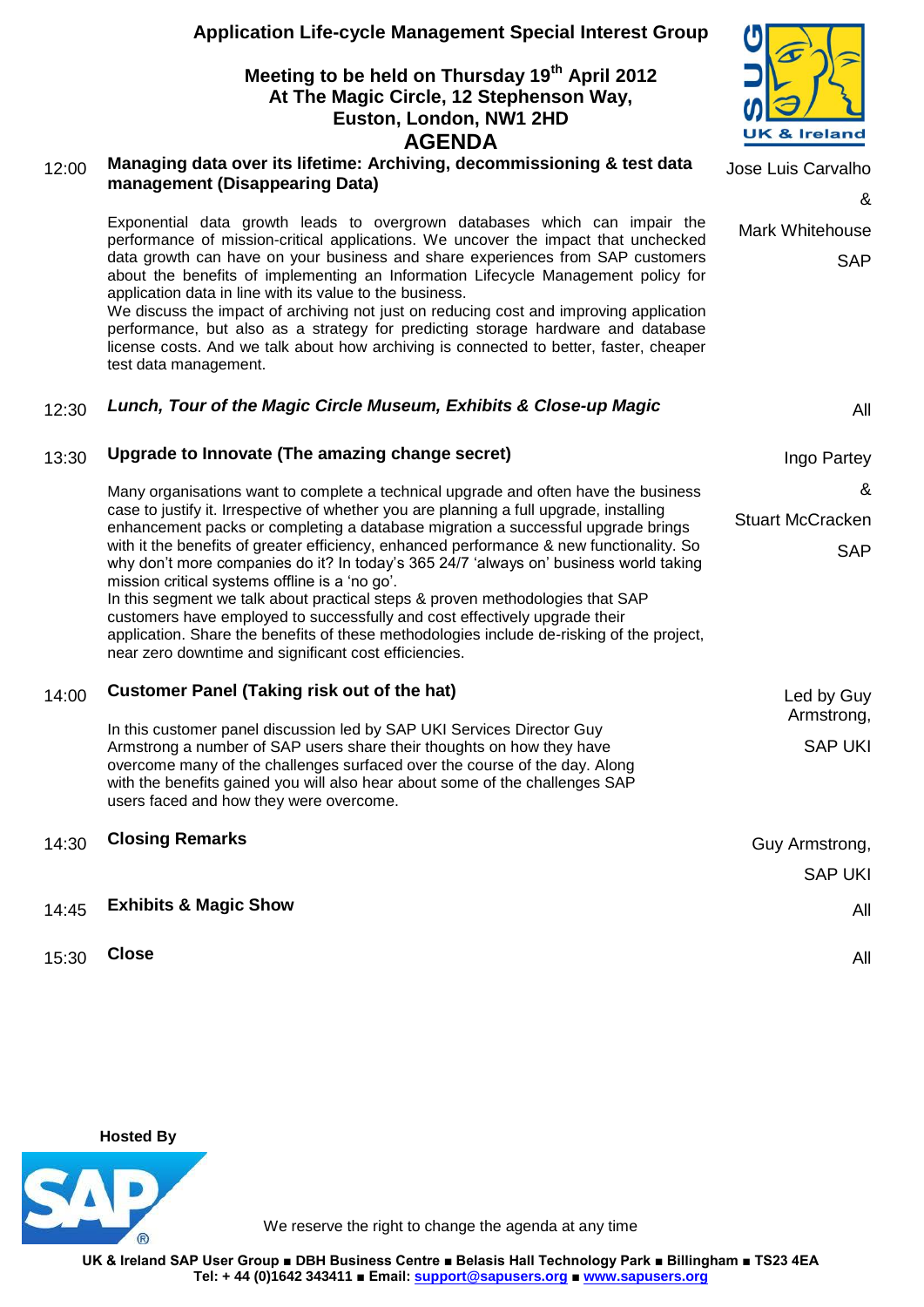# Application Life-cycle Management Special Interest Group

## Meeting to be held on Thursday 19th April 2012
## At The Magic Circle, 12 Stephenson Way,
## Euston, London, NW1 2HD

# AGENDA

**12:00 — *Managing data over its lifetime: Archiving, decommissioning & test data management (Disappearing Data)*** — Jose Luis Carvalho & Mark Whitehouse, SAP

Exponential data growth leads to overgrown databases which can impair the performance of mission-critical applications. We uncover the impact that unchecked data growth can have on your business and share experiences from SAP customers about the benefits of implementing an Information Lifecycle Management policy for application data in line with its value to the business.
We discuss the impact of archiving not just on reducing cost and improving application performance, but also as a strategy for predicting storage hardware and database license costs. And we talk about how archiving is connected to better, faster, cheaper test data management.

**12:30 — *Lunch, Tour of the Magic Circle Museum, Exhibits & Close-up Magic*** — All

**13:30 — Upgrade to Innovate (The amazing change secret)** — Ingo Partey & Stuart McCracken, SAP

Many organisations want to complete a technical upgrade and often have the business case to justify it. Irrespective of whether you are planning a full upgrade, installing enhancement packs or completing a database migration a successful upgrade brings with it the benefits of greater efficiency, enhanced performance & new functionality. So why don't more companies do it? In today's 365 24/7 'always on' business world taking mission critical systems offline is a 'no go'.
In this segment we talk about practical steps & proven methodologies that SAP customers have employed to successfully and cost effectively upgrade their application. Share the benefits of these methodologies include de-risking of the project, near zero downtime and significant cost efficiencies.

**14:00 — Customer Panel (Taking risk out of the hat)** — Led by Guy Armstrong, SAP UKI

In this customer panel discussion led by SAP UKI Services Director Guy Armstrong a number of SAP users share their thoughts on how they have overcome many of the challenges surfaced over the course of the day. Along with the benefits gained you will also hear about some of the challenges SAP users faced and how they were overcome.

**14:30 — Closing Remarks** — Guy Armstrong, SAP UKI

**14:45 — Exhibits & Magic Show** — All

**15:30 — Close** — All

**Hosted By**

We reserve the right to change the agenda at any time

**UK & Ireland SAP User Group ■ DBH Business Centre ■ Belasis Hall Technology Park ■ Billingham ■ TS23 4EA**
**Tel: + 44 (0)1642 343411 ■ Email: support@sapusers.org ■ www.sapusers.org**